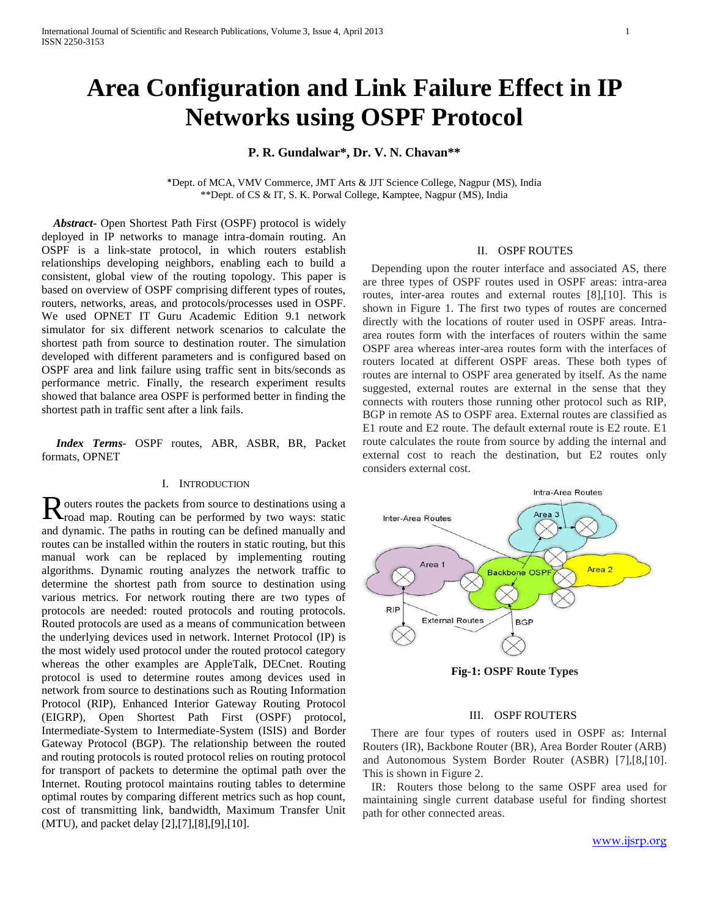# Area Configuration and Link Failure Effect in IP Networks using OSPF Protocol

**P. R. Gundalwar\*, Dr. V. N. Chavan\*\***

\*Dept. of MCA, VMV Commerce, JMT Arts & JJT Science College, Nagpur (MS), India
\*\*Dept. of CS & IT, S. K. Porwal College, Kamptee, Nagpur (MS), India

***Abstract-*** Open Shortest Path First (OSPF) protocol is widely deployed in IP networks to manage intra-domain routing. An OSPF is a link-state protocol, in which routers establish relationships developing neighbors, enabling each to build a consistent, global view of the routing topology. This paper is based on overview of OSPF comprising different types of routes, routers, networks, areas, and protocols/processes used in OSPF. We used OPNET IT Guru Academic Edition 9.1 network simulator for six different network scenarios to calculate the shortest path from source to destination router. The simulation developed with different parameters and is configured based on OSPF area and link failure using traffic sent in bits/seconds as performance metric. Finally, the research experiment results showed that balance area OSPF is performed better in finding the shortest path in traffic sent after a link fails.

***Index Terms-*** OSPF routes, ABR, ASBR, BR, Packet formats, OPNET

## I. Introduction

Routers routes the packets from source to destinations using a road map. Routing can be performed by two ways: static and dynamic. The paths in routing can be defined manually and routes can be installed within the routers in static routing, but this manual work can be replaced by implementing routing algorithms. Dynamic routing analyzes the network traffic to determine the shortest path from source to destination using various metrics. For network routing there are two types of protocols are needed: routed protocols and routing protocols. Routed protocols are used as a means of communication between the underlying devices used in network. Internet Protocol (IP) is the most widely used protocol under the routed protocol category whereas the other examples are AppleTalk, DECnet. Routing protocol is used to determine routes among devices used in network from source to destinations such as Routing Information Protocol (RIP), Enhanced Interior Gateway Routing Protocol (EIGRP), Open Shortest Path First (OSPF) protocol, Intermediate-System to Intermediate-System (ISIS) and Border Gateway Protocol (BGP). The relationship between the routed and routing protocols is routed protocol relies on routing protocol for transport of packets to determine the optimal path over the Internet. Routing protocol maintains routing tables to determine optimal routes by comparing different metrics such as hop count, cost of transmitting link, bandwidth, Maximum Transfer Unit (MTU), and packet delay [2],[7],[8],[9],[10].

## II. OSPF Routes

Depending upon the router interface and associated AS, there are three types of OSPF routes used in OSPF areas: intra-area routes, inter-area routes and external routes [8],[10]. This is shown in Figure 1. The first two types of routes are concerned directly with the locations of router used in OSPF areas. Intra-area routes form with the interfaces of routers within the same OSPF area whereas inter-area routes form with the interfaces of routers located at different OSPF areas. These both types of routes are internal to OSPF area generated by itself. As the name suggested, external routes are external in the sense that they connects with routers those running other protocol such as RIP, BGP in remote AS to OSPF area. External routes are classified as E1 route and E2 route. The default external route is E2 route. E1 route calculates the route from source by adding the internal and external cost to reach the destination, but E2 routes only considers external cost.

**Fig-1: OSPF Route Types**

## III. OSPF Routers

There are four types of routers used in OSPF as: Internal Routers (IR), Backbone Router (BR), Area Border Router (ARB) and Autonomous System Border Router (ASBR) [7],[8],[10]. This is shown in Figure 2.

IR: Routers those belong to the same OSPF area used for maintaining single current database useful for finding shortest path for other connected areas.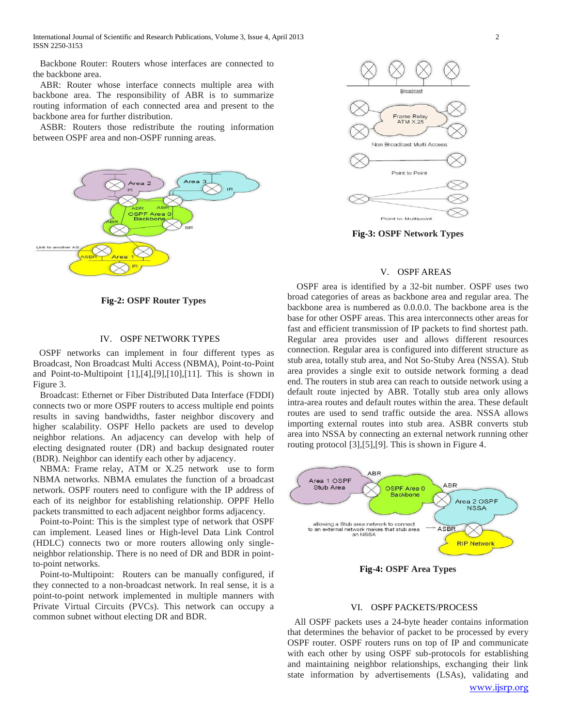Backbone Router: Routers whose interfaces are connected to the backbone area.

ABR: Router whose interface connects multiple area with backbone area. The responsibility of ABR is to summarize routing information of each connected area and present to the backbone area for further distribution.

ASBR: Routers those redistribute the routing information between OSPF area and non-OSPF running areas.

**Fig-2: OSPF Router Types**

## IV. OSPF NETWORK TYPES

OSPF networks can implement in four different types as Broadcast, Non Broadcast Multi Access (NBMA), Point-to-Point and Point-to-Multipoint [1],[4],[9],[10],[11]. This is shown in Figure 3.

Broadcast: Ethernet or Fiber Distributed Data Interface (FDDI) connects two or more OSPF routers to access multiple end points results in saving bandwidths, faster neighbor discovery and higher scalability. OSPF Hello packets are used to develop neighbor relations. An adjacency can develop with help of electing designated router (DR) and backup designated router (BDR). Neighbor can identify each other by adjacency.

NBMA: Frame relay, ATM or X.25 network use to form NBMA networks. NBMA emulates the function of a broadcast network. OSPF routers need to configure with the IP address of each of its neighbor for establishing relationship. OPPF Hello packets transmitted to each adjacent neighbor forms adjacency.

Point-to-Point: This is the simplest type of network that OSPF can implement. Leased lines or High-level Data Link Control (HDLC) connects two or more routers allowing only single-neighbor relationship. There is no need of DR and BDR in point-to-point networks.

Point-to-Multipoint: Routers can be manually configured, if they connected to a non-broadcast network. In real sense, it is a point-to-point network implemented in multiple manners with Private Virtual Circuits (PVCs). This network can occupy a common subnet without electing DR and BDR.

**Fig-3: OSPF Network Types**

## V. OSPF AREAS

OSPF area is identified by a 32-bit number. OSPF uses two broad categories of areas as backbone area and regular area. The backbone area is numbered as 0.0.0.0. The backbone area is the base for other OSPF areas. This area interconnects other areas for fast and efficient transmission of IP packets to find shortest path. Regular area provides user and allows different resources connection. Regular area is configured into different structure as stub area, totally stub area, and Not So-Stuby Area (NSSA). Stub area provides a single exit to outside network forming a dead end. The routers in stub area can reach to outside network using a default route injected by ABR. Totally stub area only allows intra-area routes and default routes within the area. These default routes are used to send traffic outside the area. NSSA allows importing external routes into stub area. ASBR converts stub area into NSSA by connecting an external network running other routing protocol [3],[5],[9]. This is shown in Figure 4.

**Fig-4: OSPF Area Types**

## VI. OSPF PACKETS/PROCESS

All OSPF packets uses a 24-byte header contains information that determines the behavior of packet to be processed by every OSPF router. OSPF routers runs on top of IP and communicate with each other by using OSPF sub-protocols for establishing and maintaining neighbor relationships, exchanging their link state information by advertisements (LSAs), validating and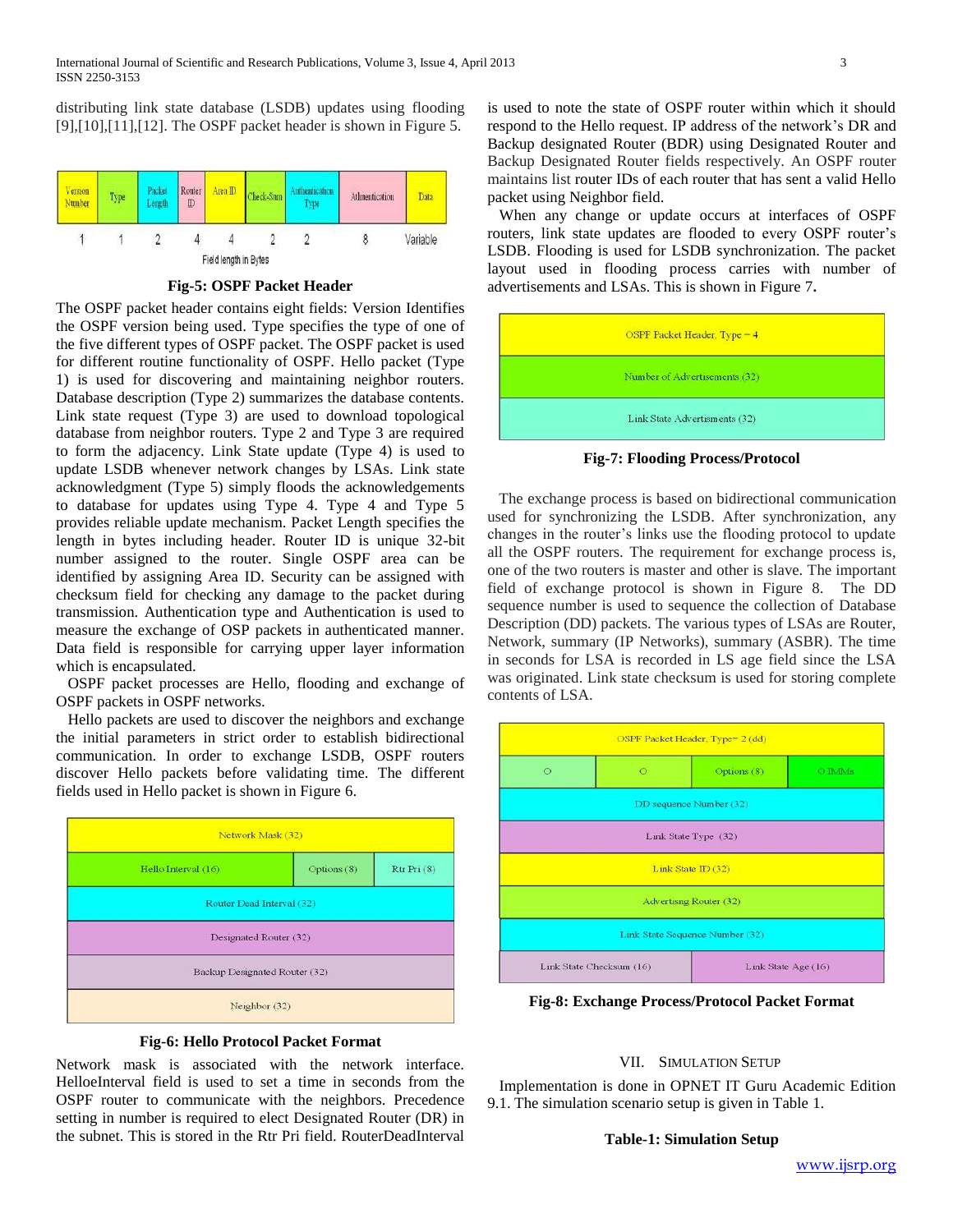distributing link state database (LSDB) updates using flooding [9],[10],[11],[12]. The OSPF packet header is shown in Figure 5.

| Version Number | Type | Packet Length | Router ID | Area ID | Check-Sum | Authentication Type | Authentication | Data |
|---|---|---|---|---|---|---|---|---|
| 1 | 1 | 2 | 4 | 4 | 2 | 2 | 8 | Variable |

Field length in Bytes

**Fig-5: OSPF Packet Header**

The OSPF packet header contains eight fields: Version Identifies the OSPF version being used. Type specifies the type of one of the five different types of OSPF packet. The OSPF packet is used for different routine functionality of OSPF. Hello packet (Type 1) is used for discovering and maintaining neighbor routers. Database description (Type 2) summarizes the database contents. Link state request (Type 3) are used to download topological database from neighbor routers. Type 2 and Type 3 are required to form the adjacency. Link State update (Type 4) is used to update LSDB whenever network changes by LSAs. Link state acknowledgment (Type 5) simply floods the acknowledgements to database for updates using Type 4. Type 4 and Type 5 provides reliable update mechanism. Packet Length specifies the length in bytes including header. Router ID is unique 32-bit number assigned to the router. Single OSPF area can be identified by assigning Area ID. Security can be assigned with checksum field for checking any damage to the packet during transmission. Authentication type and Authentication is used to measure the exchange of OSP packets in authenticated manner. Data field is responsible for carrying upper layer information which is encapsulated.

OSPF packet processes are Hello, flooding and exchange of OSPF packets in OSPF networks.

Hello packets are used to discover the neighbors and exchange the initial parameters in strict order to establish bidirectional communication. In order to exchange LSDB, OSPF routers discover Hello packets before validating time. The different fields used in Hello packet is shown in Figure 6.

| Network Mask (32) | | |
|---|---|---|
| Hello Interval (16) | Options (8) | Rtr Pri (8) |
| Router Dead Interval (32) | | |
| Designated Router (32) | | |
| Backup Designated Router (32) | | |
| Neighbor (32) | | |

**Fig-6: Hello Protocol Packet Format**

Network mask is associated with the network interface. HelloeInterval field is used to set a time in seconds from the OSPF router to communicate with the neighbors. Precedence setting in number is required to elect Designated Router (DR) in the subnet. This is stored in the Rtr Pri field. RouterDeadInterval is used to note the state of OSPF router within which it should respond to the Hello request. IP address of the network's DR and Backup designated Router (BDR) using Designated Router and Backup Designated Router fields respectively. An OSPF router maintains list router IDs of each router that has sent a valid Hello packet using Neighbor field.

When any change or update occurs at interfaces of OSPF routers, link state updates are flooded to every OSPF router's LSDB. Flooding is used for LSDB synchronization. The packet layout used in flooding process carries with number of advertisements and LSAs. This is shown in Figure 7**.**

| OSPF Packet Header, Type = 4 |
|---|
| Number of Advertisements (32) |
| Link State Advertisments (32) |

**Fig-7: Flooding Process/Protocol**

The exchange process is based on bidirectional communication used for synchronizing the LSDB. After synchronization, any changes in the router's links use the flooding protocol to update all the OSPF routers. The requirement for exchange process is, one of the two routers is master and other is slave. The important field of exchange protocol is shown in Figure 8. The DD sequence number is used to sequence the collection of Database Description (DD) packets. The various types of LSAs are Router, Network, summary (IP Networks), summary (ASBR). The time in seconds for LSA is recorded in LS age field since the LSA was originated. Link state checksum is used for storing complete contents of LSA.

| OSPF Packet Header, Type= 2 (dd) | | | |
|---|---|---|---|
| O | O | Options (8) | O IMMs |
| DD sequence Number (32) | | | |
| Link State Type (32) | | | |
| Link State ID (32) | | | |
| Advertisng Router (32) | | | |
| Link State Sequence Number (32) | | | |
| Link State Checksum (16) | | Link State Age (16) | |

**Fig-8: Exchange Process/Protocol Packet Format**

## VII. Simulation Setup

Implementation is done in OPNET IT Guru Academic Edition 9.1. The simulation scenario setup is given in Table 1.

**Table-1: Simulation Setup**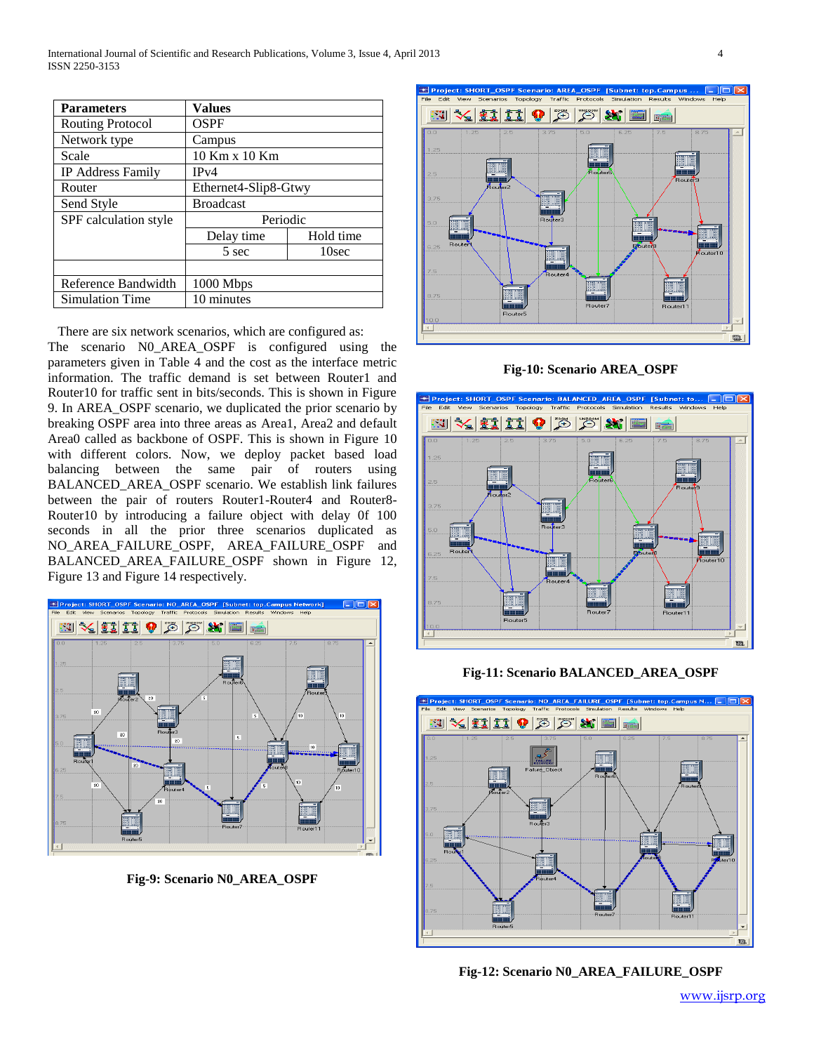| Parameters | Values | |
|---|---|---|
| Routing Protocol | OSPF | |
| Network type | Campus | |
| Scale | 10 Km x 10 Km | |
| IP Address Family | IPv4 | |
| Router | Ethernet4-Slip8-Gtwy | |
| Send Style | Broadcast | |
| SPF calculation style | Periodic | |
| | Delay time | Hold time |
| | 5 sec | 10sec |
| | | |
| Reference Bandwidth | 1000 Mbps | |
| Simulation Time | 10 minutes | |

There are six network scenarios, which are configured as: The scenario N0_AREA_OSPF is configured using the parameters given in Table 4 and the cost as the interface metric information. The traffic demand is set between Router1 and Router10 for traffic sent in bits/seconds. This is shown in Figure 9. In AREA_OSPF scenario, we duplicated the prior scenario by breaking OSPF area into three areas as Area1, Area2 and default Area0 called as backbone of OSPF. This is shown in Figure 10 with different colors. Now, we deploy packet based load balancing between the same pair of routers using BALANCED_AREA_OSPF scenario. We establish link failures between the pair of routers Router1-Router4 and Router8-Router10 by introducing a failure object with delay 0f 100 seconds in all the prior three scenarios duplicated as NO_AREA_FAILURE_OSPF, AREA_FAILURE_OSPF and BALANCED_AREA_FAILURE_OSPF shown in Figure 12, Figure 13 and Figure 14 respectively.

**Fig-9: Scenario N0_AREA_OSPF**

**Fig-10: Scenario AREA_OSPF**

**Fig-11: Scenario BALANCED_AREA_OSPF**

**Fig-12: Scenario N0_AREA_FAILURE_OSPF**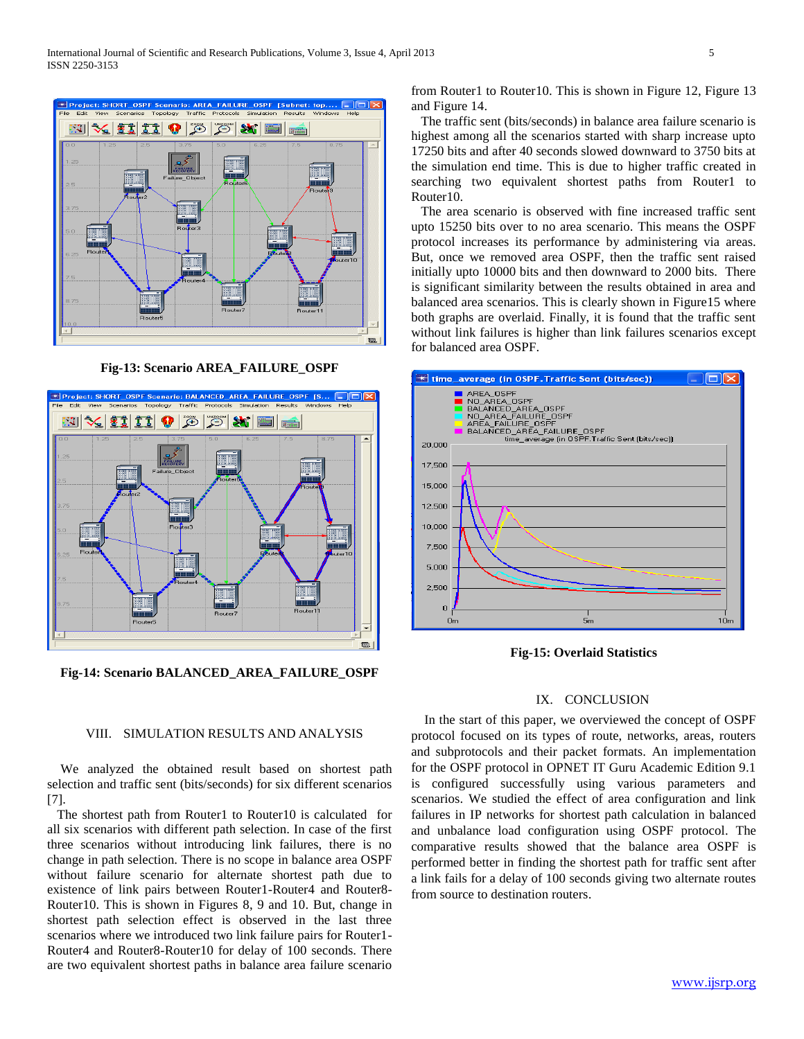Fig-13: Scenario AREA_FAILURE_OSPF

Fig-14: Scenario BALANCED_AREA_FAILURE_OSPF

## VIII. SIMULATION RESULTS AND ANALYSIS

We analyzed the obtained result based on shortest path selection and traffic sent (bits/seconds) for six different scenarios [7].

The shortest path from Router1 to Router10 is calculated for all six scenarios with different path selection. In case of the first three scenarios without introducing link failures, there is no change in path selection. There is no scope in balance area OSPF without failure scenario for alternate shortest path due to existence of link pairs between Router1-Router4 and Router8-Router10. This is shown in Figures 8, 9 and 10. But, change in shortest path selection effect is observed in the last three scenarios where we introduced two link failure pairs for Router1-Router4 and Router8-Router10 for delay of 100 seconds. There are two equivalent shortest paths in balance area failure scenario from Router1 to Router10. This is shown in Figure 12, Figure 13 and Figure 14.

The traffic sent (bits/seconds) in balance area failure scenario is highest among all the scenarios started with sharp increase upto 17250 bits and after 40 seconds slowed downward to 3750 bits at the simulation end time. This is due to higher traffic created in searching two equivalent shortest paths from Router1 to Router10.

The area scenario is observed with fine increased traffic sent upto 15250 bits over to no area scenario. This means the OSPF protocol increases its performance by administering via areas. But, once we removed area OSPF, then the traffic sent raised initially upto 10000 bits and then downward to 2000 bits. There is significant similarity between the results obtained in area and balanced area scenarios. This is clearly shown in Figure15 where both graphs are overlaid. Finally, it is found that the traffic sent without link failures is higher than link failures scenarios except for balanced area OSPF.

Fig-15: Overlaid Statistics

## IX. CONCLUSION

In the start of this paper, we overviewed the concept of OSPF protocol focused on its types of route, networks, areas, routers and subprotocols and their packet formats. An implementation for the OSPF protocol in OPNET IT Guru Academic Edition 9.1 is configured successfully using various parameters and scenarios. We studied the effect of area configuration and link failures in IP networks for shortest path calculation in balanced and unbalance load configuration using OSPF protocol. The comparative results showed that the balance area OSPF is performed better in finding the shortest path for traffic sent after a link fails for a delay of 100 seconds giving two alternate routes from source to destination routers.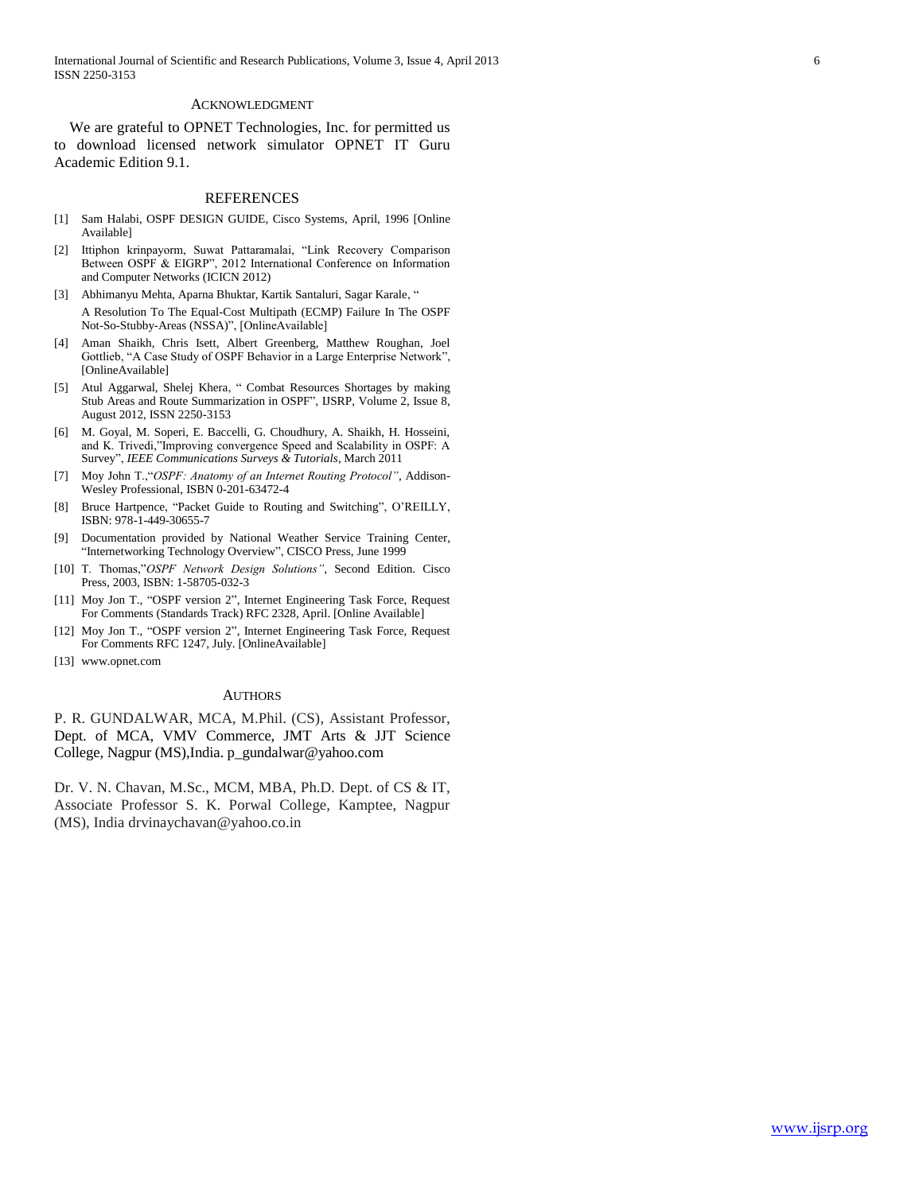## ACKNOWLEDGMENT

We are grateful to OPNET Technologies, Inc. for permitted us to download licensed network simulator OPNET IT Guru Academic Edition 9.1.

## REFERENCES

[1] Sam Halabi, OSPF DESIGN GUIDE, Cisco Systems, April, 1996 [Online Available]

[2] Ittiphon krinpayorm, Suwat Pattaramalai, "Link Recovery Comparison Between OSPF & EIGRP", 2012 International Conference on Information and Computer Networks (ICICN 2012)

[3] Abhimanyu Mehta, Aparna Bhuktar, Kartik Santaluri, Sagar Karale, " A Resolution To The Equal-Cost Multipath (ECMP) Failure In The OSPF Not-So-Stubby-Areas (NSSA)", [OnlineAvailable]

[4] Aman Shaikh, Chris Isett, Albert Greenberg, Matthew Roughan, Joel Gottlieb, "A Case Study of OSPF Behavior in a Large Enterprise Network", [OnlineAvailable]

[5] Atul Aggarwal, Shelej Khera, " Combat Resources Shortages by making Stub Areas and Route Summarization in OSPF", IJSRP, Volume 2, Issue 8, August 2012, ISSN 2250-3153

[6] M. Goyal, M. Soperi, E. Baccelli, G. Choudhury, A. Shaikh, H. Hosseini, and K. Trivedi,"Improving convergence Speed and Scalability in OSPF: A Survey", *IEEE Communications Surveys & Tutorials*, March 2011

[7] Moy John T.,"*OSPF: Anatomy of an Internet Routing Protocol"*, Addison-Wesley Professional, ISBN 0-201-63472-4

[8] Bruce Hartpence, "Packet Guide to Routing and Switching", O'REILLY, ISBN: 978-1-449-30655-7

[9] Documentation provided by National Weather Service Training Center, "Internetworking Technology Overview", CISCO Press, June 1999

[10] T. Thomas,"*OSPF Network Design Solutions"*, Second Edition. Cisco Press, 2003, ISBN: 1-58705-032-3

[11] Moy Jon T., "OSPF version 2", Internet Engineering Task Force, Request For Comments (Standards Track) RFC 2328, April. [Online Available]

[12] Moy Jon T., "OSPF version 2", Internet Engineering Task Force, Request For Comments RFC 1247, July. [OnlineAvailable]

[13] www.opnet.com

## AUTHORS

P. R. GUNDALWAR, MCA, M.Phil. (CS), Assistant Professor, Dept. of MCA, VMV Commerce, JMT Arts & JJT Science College, Nagpur (MS),India. p_gundalwar@yahoo.com

Dr. V. N. Chavan, M.Sc., MCM, MBA, Ph.D. Dept. of CS & IT, Associate Professor S. K. Porwal College, Kamptee, Nagpur (MS), India drvinaychavan@yahoo.co.in